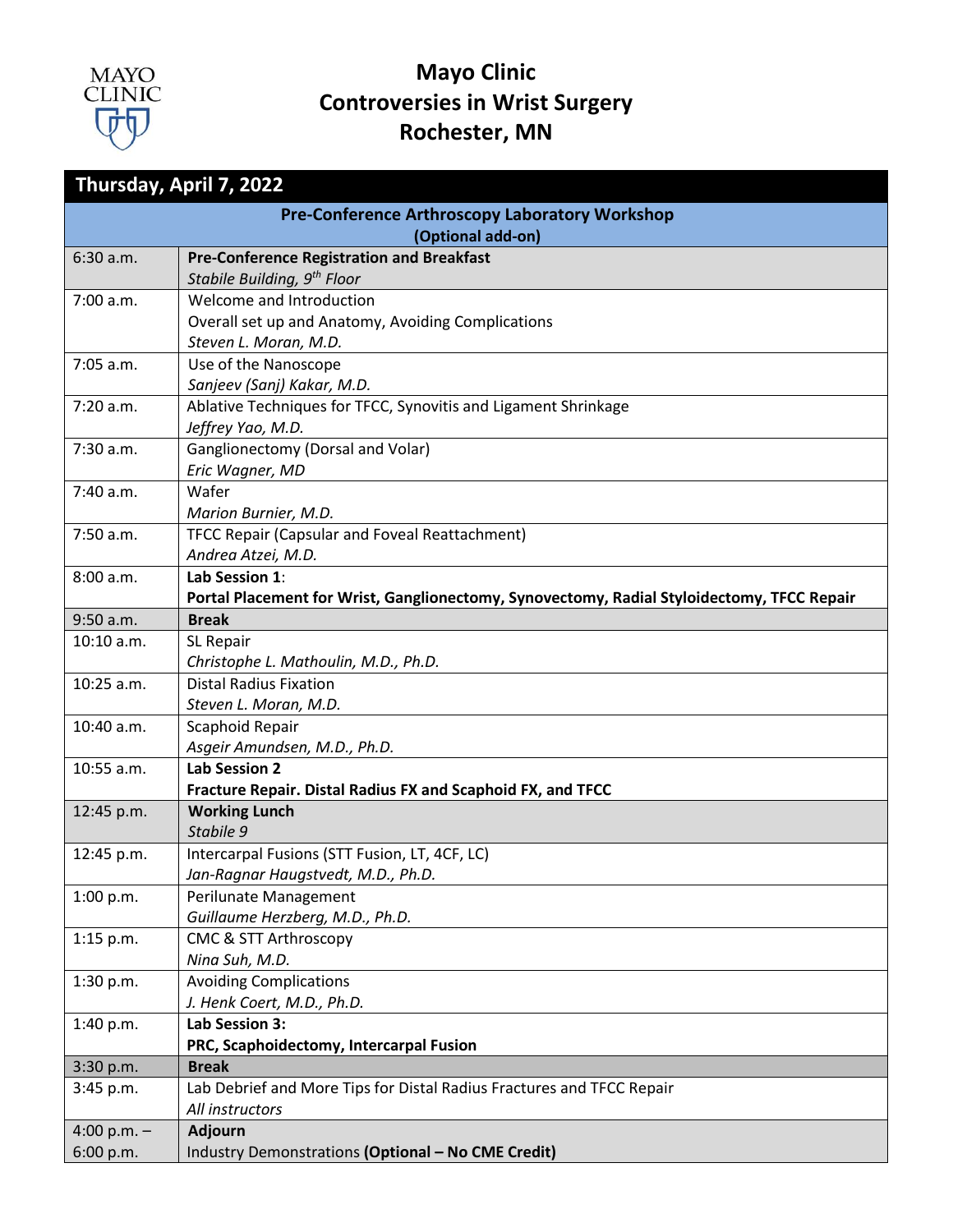# Mayo Clinic
# Controversies in Wrist Surgery
# Rochester, MN

## Thursday, April 7, 2022

| Time | Session |
|---|---|
| | **Pre-Conference Arthroscopy Laboratory Workshop (Optional add-on)** |
| 6:30 a.m. | **Pre-Conference Registration and Breakfast**<br>*Stabile Building, 9th Floor* |
| 7:00 a.m. | Welcome and Introduction<br>Overall set up and Anatomy, Avoiding Complications<br>*Steven L. Moran, M.D.* |
| 7:05 a.m. | Use of the Nanoscope<br>*Sanjeev (Sanj) Kakar, M.D.* |
| 7:20 a.m. | Ablative Techniques for TFCC, Synovitis and Ligament Shrinkage<br>*Jeffrey Yao, M.D.* |
| 7:30 a.m. | Ganglionectomy (Dorsal and Volar)<br>*Eric Wagner, MD* |
| 7:40 a.m. | Wafer<br>*Marion Burnier, M.D.* |
| 7:50 a.m. | TFCC Repair (Capsular and Foveal Reattachment)<br>*Andrea Atzei, M.D.* |
| 8:00 a.m. | **Lab Session 1**:<br>**Portal Placement for Wrist, Ganglionectomy, Synovectomy, Radial Styloidectomy, TFCC Repair** |
| 9:50 a.m. | **Break** |
| 10:10 a.m. | SL Repair<br>*Christophe L. Mathoulin, M.D., Ph.D.* |
| 10:25 a.m. | Distal Radius Fixation<br>*Steven L. Moran, M.D.* |
| 10:40 a.m. | Scaphoid Repair<br>*Asgeir Amundsen, M.D., Ph.D.* |
| 10:55 a.m. | **Lab Session 2**<br>**Fracture Repair. Distal Radius FX and Scaphoid FX, and TFCC** |
| 12:45 p.m. | **Working Lunch**<br>*Stabile 9* |
| 12:45 p.m. | Intercarpal Fusions (STT Fusion, LT, 4CF, LC)<br>*Jan-Ragnar Haugstvedt, M.D., Ph.D.* |
| 1:00 p.m. | Perilunate Management<br>*Guillaume Herzberg, M.D., Ph.D.* |
| 1:15 p.m. | CMC & STT Arthroscopy<br>*Nina Suh, M.D.* |
| 1:30 p.m. | Avoiding Complications<br>*J. Henk Coert, M.D., Ph.D.* |
| 1:40 p.m. | **Lab Session 3:**<br>**PRC, Scaphoidectomy, Intercarpal Fusion** |
| 3:30 p.m. | **Break** |
| 3:45 p.m. | Lab Debrief and More Tips for Distal Radius Fractures and TFCC Repair<br>*All instructors* |
| 4:00 p.m. – 6:00 p.m. | **Adjourn**<br>Industry Demonstrations **(Optional – No CME Credit)** |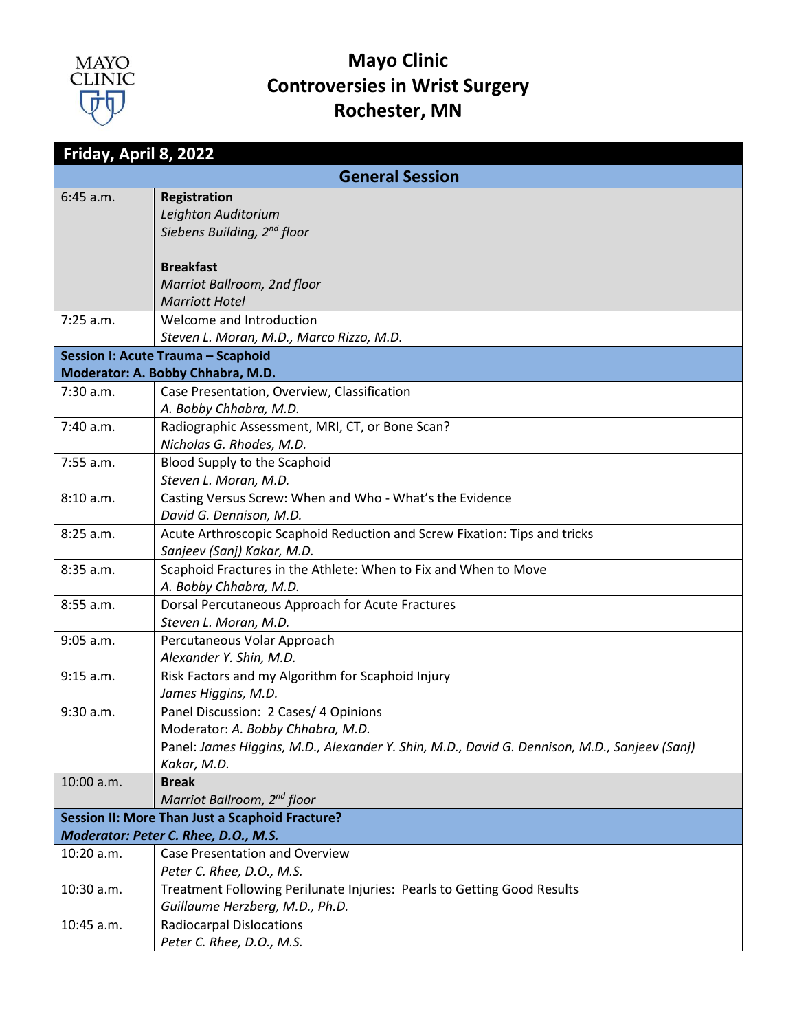# Mayo Clinic
# Controversies in Wrist Surgery
# Rochester, MN

## Friday, April 8, 2022

| General Session | |
|---|---|
| 6:45 a.m. | **Registration**<br>*Leighton Auditorium*<br>*Siebens Building, 2nd floor*<br><br>**Breakfast**<br>*Marriot Ballroom, 2nd floor*<br>*Marriott Hotel* |
| 7:25 a.m. | Welcome and Introduction<br>*Steven L. Moran, M.D., Marco Rizzo, M.D.* |
| **Session I: Acute Trauma – Scaphoid**<br>**Moderator: A. Bobby Chhabra, M.D.** | |
| 7:30 a.m. | Case Presentation, Overview, Classification<br>*A. Bobby Chhabra, M.D.* |
| 7:40 a.m. | Radiographic Assessment, MRI, CT, or Bone Scan?<br>*Nicholas G. Rhodes, M.D.* |
| 7:55 a.m. | Blood Supply to the Scaphoid<br>*Steven L. Moran, M.D.* |
| 8:10 a.m. | Casting Versus Screw: When and Who - What's the Evidence<br>*David G. Dennison, M.D.* |
| 8:25 a.m. | Acute Arthroscopic Scaphoid Reduction and Screw Fixation: Tips and tricks<br>*Sanjeev (Sanj) Kakar, M.D.* |
| 8:35 a.m. | Scaphoid Fractures in the Athlete: When to Fix and When to Move<br>*A. Bobby Chhabra, M.D.* |
| 8:55 a.m. | Dorsal Percutaneous Approach for Acute Fractures<br>*Steven L. Moran, M.D.* |
| 9:05 a.m. | Percutaneous Volar Approach<br>*Alexander Y. Shin, M.D.* |
| 9:15 a.m. | Risk Factors and my Algorithm for Scaphoid Injury<br>*James Higgins, M.D.* |
| 9:30 a.m. | Panel Discussion: 2 Cases/ 4 Opinions<br>Moderator: *A. Bobby Chhabra, M.D.*<br>Panel: *James Higgins, M.D., Alexander Y. Shin, M.D., David G. Dennison, M.D., Sanjeev (Sanj) Kakar, M.D.* |
| 10:00 a.m. | **Break**<br>*Marriot Ballroom, 2nd floor* |
| **Session II: More Than Just a Scaphoid Fracture?**<br>***Moderator: Peter C. Rhee, D.O., M.S.*** | |
| 10:20 a.m. | Case Presentation and Overview<br>*Peter C. Rhee, D.O., M.S.* |
| 10:30 a.m. | Treatment Following Perilunate Injuries: Pearls to Getting Good Results<br>*Guillaume Herzberg, M.D., Ph.D.* |
| 10:45 a.m. | Radiocarpal Dislocations<br>*Peter C. Rhee, D.O., M.S.* |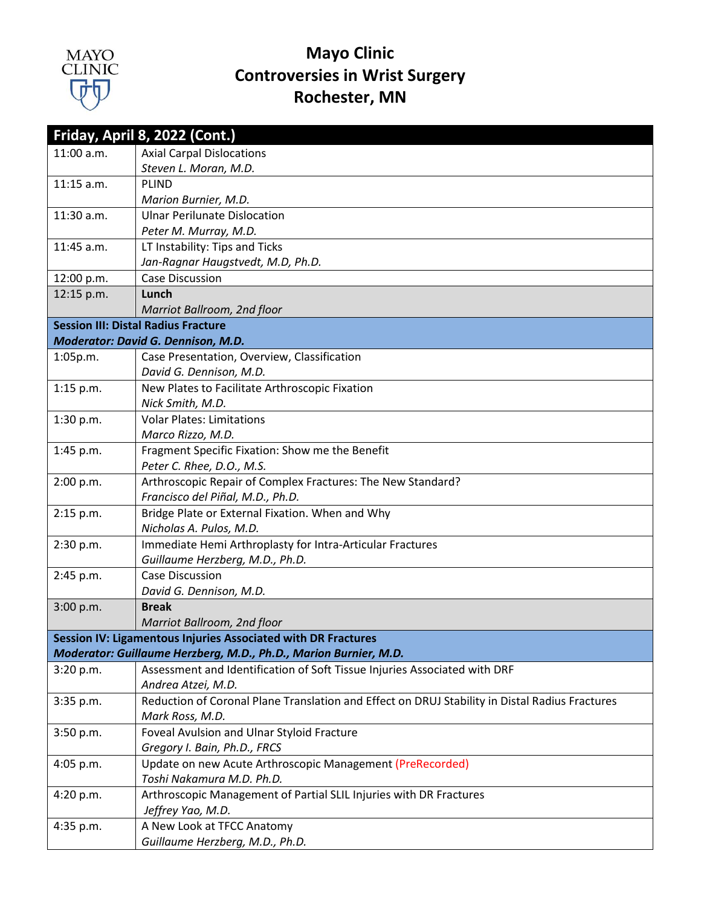# Mayo Clinic
# Controversies in Wrist Surgery
# Rochester, MN

| **Friday, April 8, 2022 (Cont.)** | |
|---|---|
| 11:00 a.m. | Axial Carpal Dislocations<br>*Steven L. Moran, M.D.* |
| 11:15 a.m. | PLIND<br>*Marion Burnier, M.D.* |
| 11:30 a.m. | Ulnar Perilunate Dislocation<br>*Peter M. Murray, M.D.* |
| 11:45 a.m. | LT Instability: Tips and Ticks<br>*Jan-Ragnar Haugstvedt, M.D, Ph.D.* |
| 12:00 p.m. | Case Discussion |
| 12:15 p.m. | **Lunch**<br>*Marriot Ballroom, 2nd floor* |
| **Session III: Distal Radius Fracture**<br>***Moderator: David G. Dennison, M.D.*** | |
| 1:05p.m. | Case Presentation, Overview, Classification<br>*David G. Dennison, M.D.* |
| 1:15 p.m. | New Plates to Facilitate Arthroscopic Fixation<br>*Nick Smith, M.D.* |
| 1:30 p.m. | Volar Plates: Limitations<br>*Marco Rizzo, M.D.* |
| 1:45 p.m. | Fragment Specific Fixation: Show me the Benefit<br>*Peter C. Rhee, D.O., M.S.* |
| 2:00 p.m. | Arthroscopic Repair of Complex Fractures: The New Standard?<br>*Francisco del Piñal, M.D., Ph.D.* |
| 2:15 p.m. | Bridge Plate or External Fixation. When and Why<br>*Nicholas A. Pulos, M.D.* |
| 2:30 p.m. | Immediate Hemi Arthroplasty for Intra-Articular Fractures<br>*Guillaume Herzberg, M.D., Ph.D.* |
| 2:45 p.m. | Case Discussion<br>*David G. Dennison, M.D.* |
| 3:00 p.m. | **Break**<br>*Marriot Ballroom, 2nd floor* |
| **Session IV: Ligamentous Injuries Associated with DR Fractures**<br>***Moderator: Guillaume Herzberg, M.D., Ph.D., Marion Burnier, M.D.*** | |
| 3:20 p.m. | Assessment and Identification of Soft Tissue Injuries Associated with DRF<br>*Andrea Atzei, M.D.* |
| 3:35 p.m. | Reduction of Coronal Plane Translation and Effect on DRUJ Stability in Distal Radius Fractures<br>*Mark Ross, M.D.* |
| 3:50 p.m. | Foveal Avulsion and Ulnar Styloid Fracture<br>*Gregory I. Bain, Ph.D., FRCS* |
| 4:05 p.m. | Update on new Acute Arthroscopic Management (PreRecorded)<br>*Toshi Nakamura M.D. Ph.D.* |
| 4:20 p.m. | Arthroscopic Management of Partial SLIL Injuries with DR Fractures<br>*Jeffrey Yao, M.D.* |
| 4:35 p.m. | A New Look at TFCC Anatomy<br>*Guillaume Herzberg, M.D., Ph.D.* |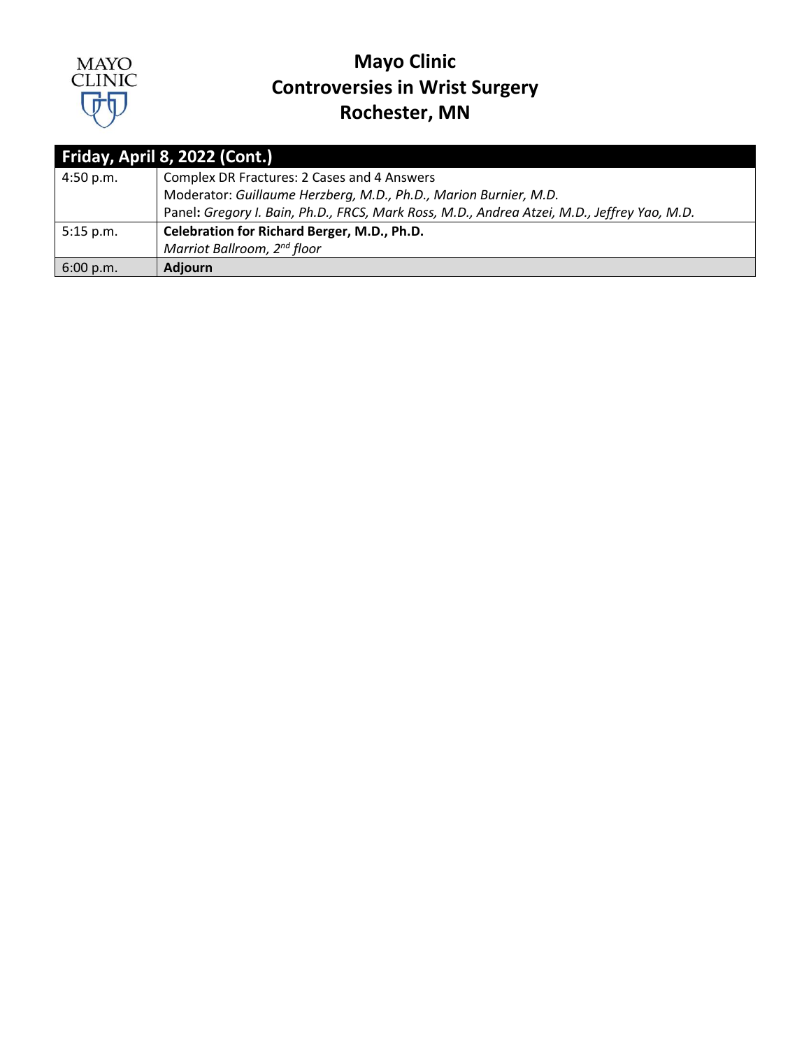# Mayo Clinic
# Controversies in Wrist Surgery
# Rochester, MN

| **Friday, April 8, 2022 (Cont.)** | |
|---|---|
| 4:50 p.m. | Complex DR Fractures: 2 Cases and 4 Answers<br>Moderator: *Guillaume Herzberg, M.D., Ph.D., Marion Burnier, M.D.*<br>Panel**:** *Gregory I. Bain, Ph.D., FRCS, Mark Ross, M.D., Andrea Atzei, M.D., Jeffrey Yao, M.D.* |
| 5:15 p.m. | **Celebration for Richard Berger, M.D., Ph.D.**<br>*Marriot Ballroom, 2nd floor* |
| 6:00 p.m. | **Adjourn** |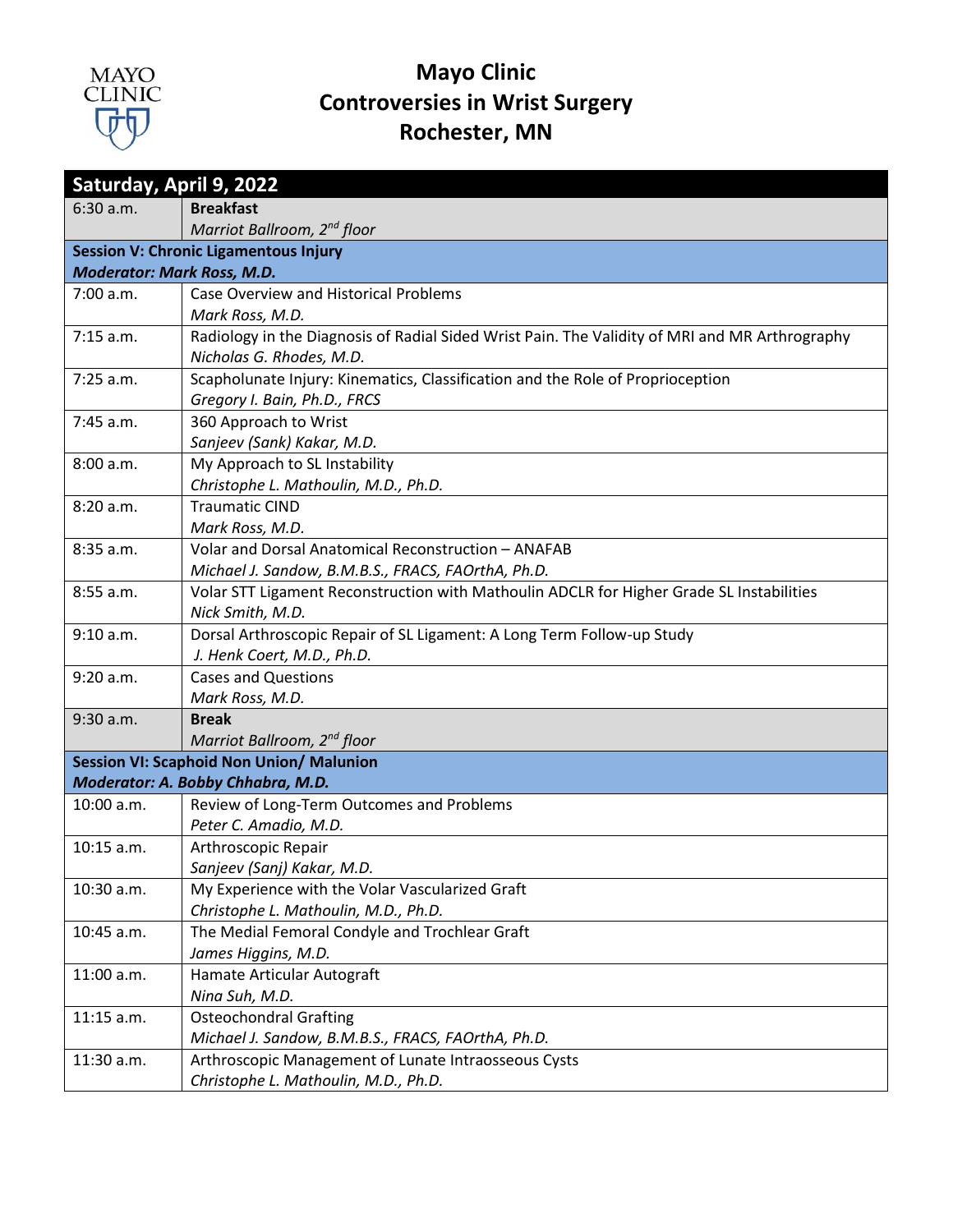# Mayo Clinic
# Controversies in Wrist Surgery
# Rochester, MN

| Saturday, April 9, 2022 | |
|---|---|
| 6:30 a.m. | **Breakfast**<br>*Marriot Ballroom, 2nd floor* |
| **Session V: Chronic Ligamentous Injury**<br>***Moderator: Mark Ross, M.D.*** | |
| 7:00 a.m. | Case Overview and Historical Problems<br>*Mark Ross, M.D.* |
| 7:15 a.m. | Radiology in the Diagnosis of Radial Sided Wrist Pain. The Validity of MRI and MR Arthrography<br>*Nicholas G. Rhodes, M.D.* |
| 7:25 a.m. | Scapholunate Injury: Kinematics, Classification and the Role of Proprioception<br>*Gregory I. Bain, Ph.D., FRCS* |
| 7:45 a.m. | 360 Approach to Wrist<br>*Sanjeev (Sank) Kakar, M.D.* |
| 8:00 a.m. | My Approach to SL Instability<br>*Christophe L. Mathoulin, M.D., Ph.D.* |
| 8:20 a.m. | Traumatic CIND<br>*Mark Ross, M.D.* |
| 8:35 a.m. | Volar and Dorsal Anatomical Reconstruction – ANAFAB<br>*Michael J. Sandow, B.M.B.S., FRACS, FAOrthA, Ph.D.* |
| 8:55 a.m. | Volar STT Ligament Reconstruction with Mathoulin ADCLR for Higher Grade SL Instabilities<br>*Nick Smith, M.D.* |
| 9:10 a.m. | Dorsal Arthroscopic Repair of SL Ligament: A Long Term Follow-up Study<br>*J. Henk Coert, M.D., Ph.D.* |
| 9:20 a.m. | Cases and Questions<br>*Mark Ross, M.D.* |
| 9:30 a.m. | **Break**<br>*Marriot Ballroom, 2nd floor* |
| **Session VI: Scaphoid Non Union/ Malunion**<br>***Moderator: A. Bobby Chhabra, M.D.*** | |
| 10:00 a.m. | Review of Long-Term Outcomes and Problems<br>*Peter C. Amadio, M.D.* |
| 10:15 a.m. | Arthroscopic Repair<br>*Sanjeev (Sanj) Kakar, M.D.* |
| 10:30 a.m. | My Experience with the Volar Vascularized Graft<br>*Christophe L. Mathoulin, M.D., Ph.D.* |
| 10:45 a.m. | The Medial Femoral Condyle and Trochlear Graft<br>*James Higgins, M.D.* |
| 11:00 a.m. | Hamate Articular Autograft<br>*Nina Suh, M.D.* |
| 11:15 a.m. | Osteochondral Grafting<br>*Michael J. Sandow, B.M.B.S., FRACS, FAOrthA, Ph.D.* |
| 11:30 a.m. | Arthroscopic Management of Lunate Intraosseous Cysts<br>*Christophe L. Mathoulin, M.D., Ph.D.* |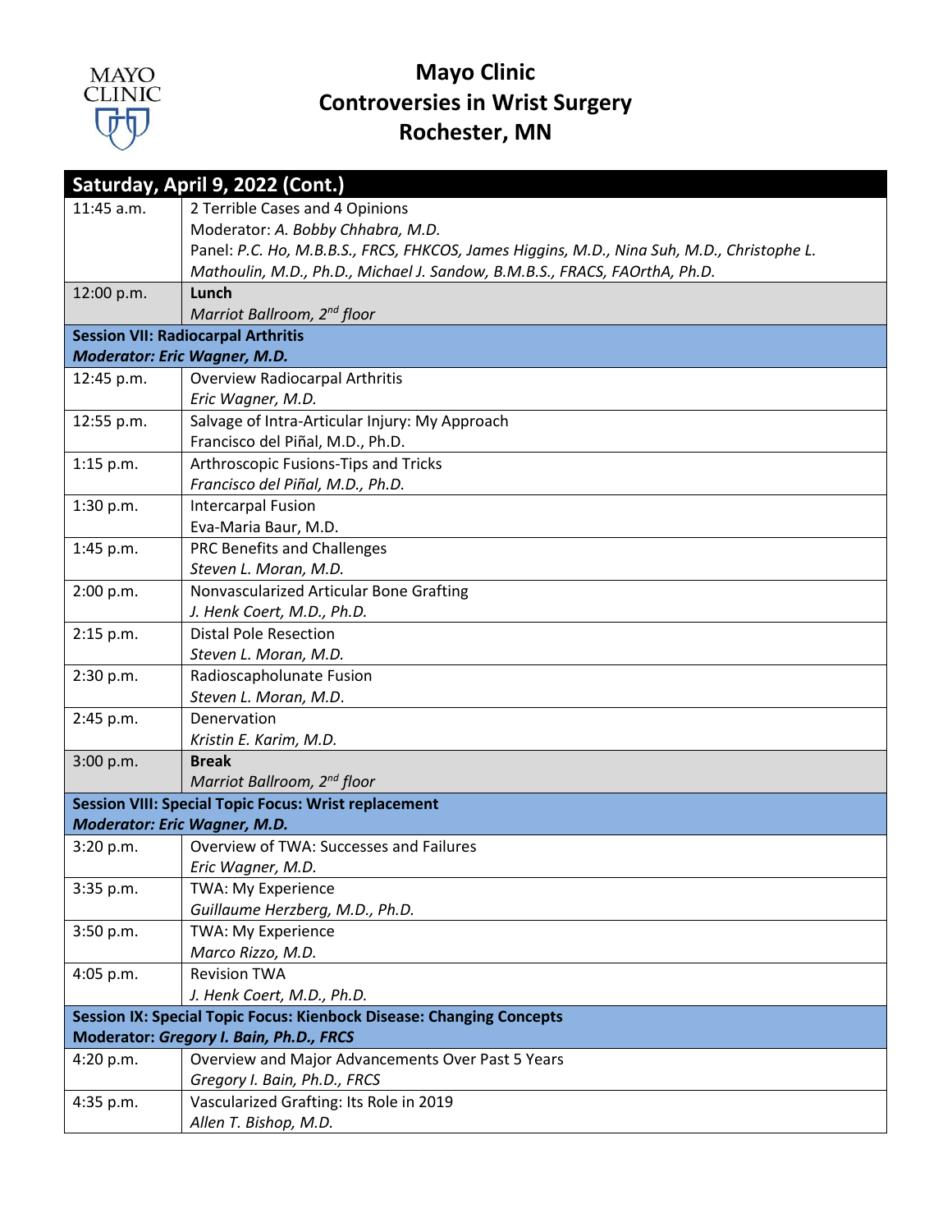# Mayo Clinic
# Controversies in Wrist Surgery
# Rochester, MN

| **Saturday, April 9, 2022 (Cont.)** | |
|---|---|
| 11:45 a.m. | 2 Terrible Cases and 4 Opinions<br>Moderator: *A. Bobby Chhabra, M.D.*<br>Panel: *P.C. Ho, M.B.B.S., FRCS, FHKCOS, James Higgins, M.D., Nina Suh, M.D., Christophe L. Mathoulin, M.D., Ph.D., Michael J. Sandow, B.M.B.S., FRACS, FAOrthA, Ph.D.* |
| 12:00 p.m. | **Lunch**<br>*Marriot Ballroom, 2nd floor* |
| **Session VII: Radiocarpal Arthritis**<br>***Moderator: Eric Wagner, M.D.*** | |
| 12:45 p.m. | Overview Radiocarpal Arthritis<br>*Eric Wagner, M.D.* |
| 12:55 p.m. | Salvage of Intra-Articular Injury: My Approach<br>Francisco del Piñal, M.D., Ph.D. |
| 1:15 p.m. | Arthroscopic Fusions-Tips and Tricks<br>*Francisco del Piñal, M.D., Ph.D.* |
| 1:30 p.m. | Intercarpal Fusion<br>Eva-Maria Baur, M.D. |
| 1:45 p.m. | PRC Benefits and Challenges<br>*Steven L. Moran, M.D.* |
| 2:00 p.m. | Nonvascularized Articular Bone Grafting<br>*J. Henk Coert, M.D., Ph.D.* |
| 2:15 p.m. | Distal Pole Resection<br>*Steven L. Moran, M.D.* |
| 2:30 p.m. | Radioscapholunate Fusion<br>*Steven L. Moran, M.D.* |
| 2:45 p.m. | Denervation<br>*Kristin E. Karim, M.D.* |
| 3:00 p.m. | **Break**<br>*Marriot Ballroom, 2nd floor* |
| **Session VIII: Special Topic Focus: Wrist replacement**<br>***Moderator: Eric Wagner, M.D.*** | |
| 3:20 p.m. | Overview of TWA: Successes and Failures<br>*Eric Wagner, M.D.* |
| 3:35 p.m. | TWA: My Experience<br>*Guillaume Herzberg, M.D., Ph.D.* |
| 3:50 p.m. | TWA: My Experience<br>*Marco Rizzo, M.D.* |
| 4:05 p.m. | Revision TWA<br>*J. Henk Coert, M.D., Ph.D.* |
| **Session IX: Special Topic Focus: Kienbock Disease: Changing Concepts**<br>**Moderator: *Gregory I. Bain, Ph.D., FRCS*** | |
| 4:20 p.m. | Overview and Major Advancements Over Past 5 Years<br>*Gregory I. Bain, Ph.D., FRCS* |
| 4:35 p.m. | Vascularized Grafting: Its Role in 2019<br>*Allen T. Bishop, M.D.* |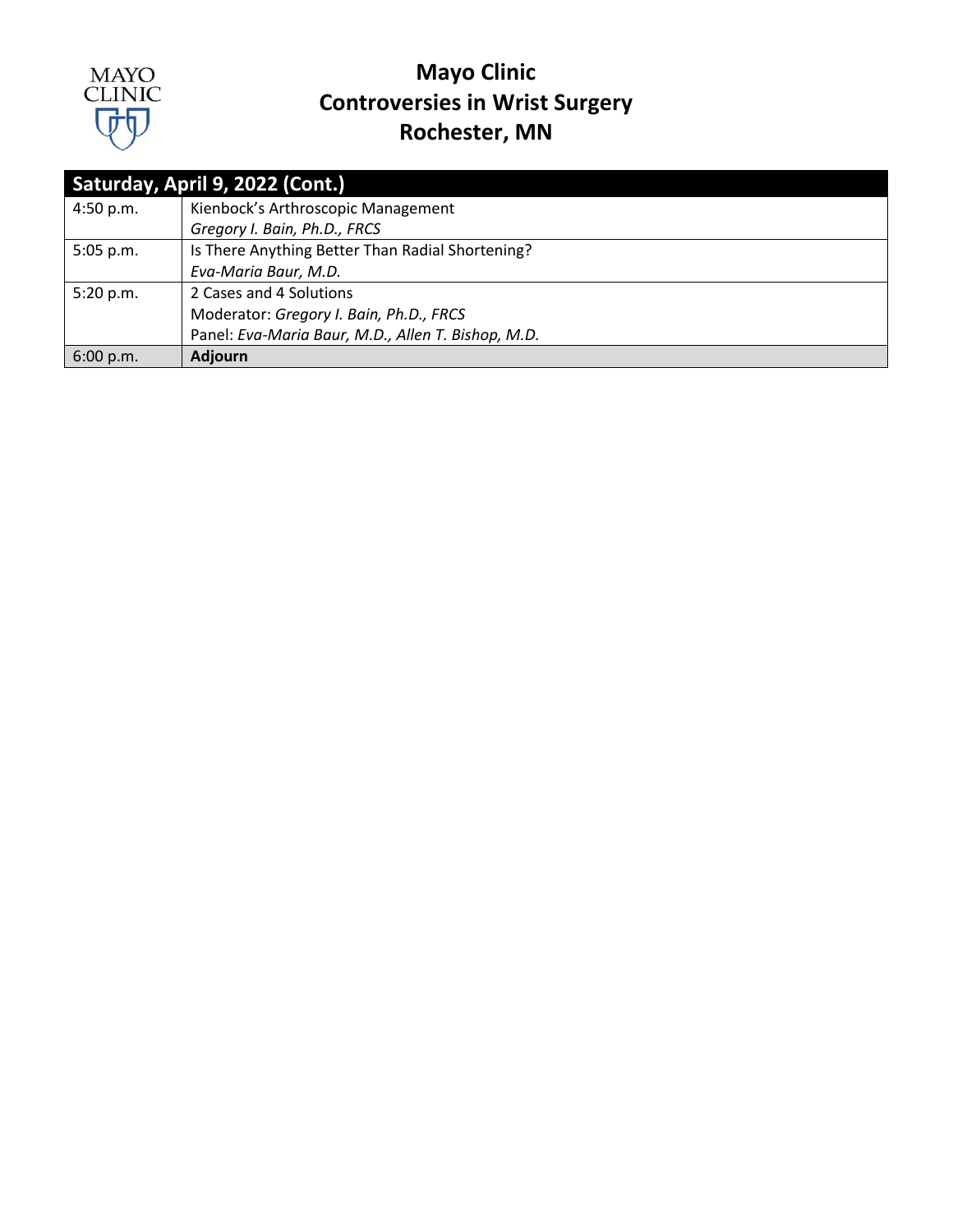# Mayo Clinic
# Controversies in Wrist Surgery
# Rochester, MN

| Saturday, April 9, 2022 (Cont.) | |
|---|---|
| 4:50 p.m. | Kienbock's Arthroscopic Management<br>*Gregory I. Bain, Ph.D., FRCS* |
| 5:05 p.m. | Is There Anything Better Than Radial Shortening?<br>*Eva-Maria Baur, M.D.* |
| 5:20 p.m. | 2 Cases and 4 Solutions<br>Moderator: *Gregory I. Bain, Ph.D., FRCS*<br>Panel: *Eva-Maria Baur, M.D., Allen T. Bishop, M.D.* |
| 6:00 p.m. | **Adjourn** |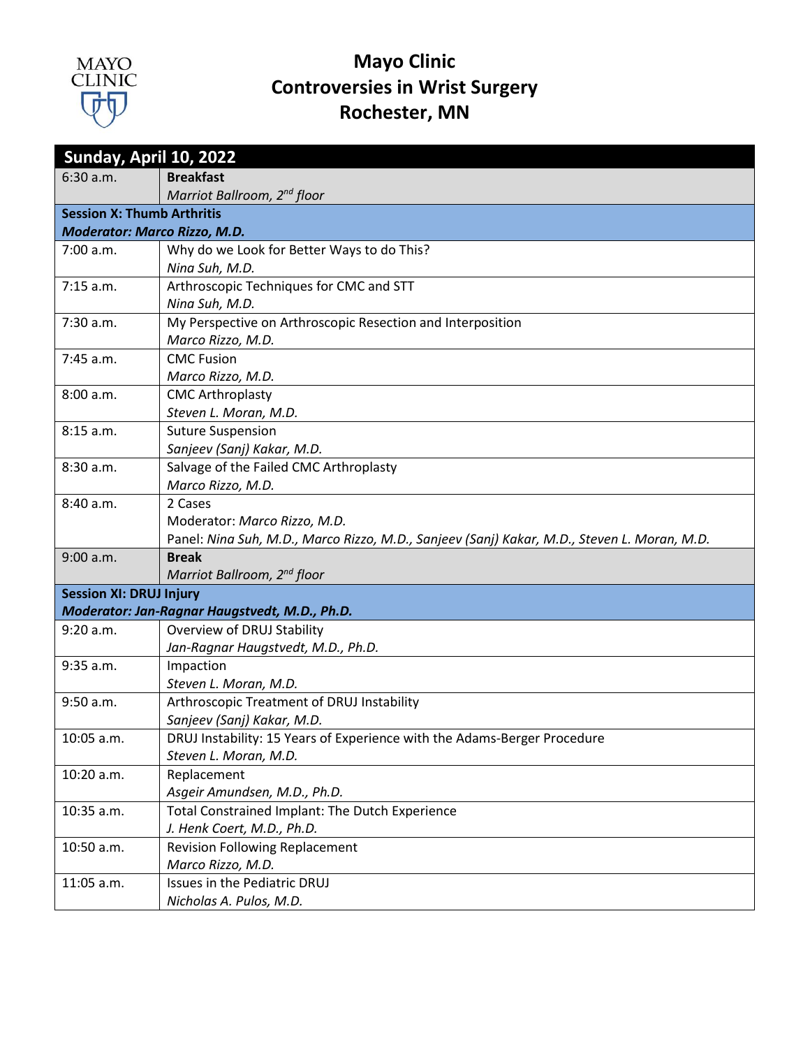# Mayo Clinic
# Controversies in Wrist Surgery
# Rochester, MN

| **Sunday, April 10, 2022** | |
|---|---|
| 6:30 a.m. | **Breakfast**<br>*Marriot Ballroom, 2nd floor* |
| **Session X: Thumb Arthritis**<br>***Moderator: Marco Rizzo, M.D.*** | |
| 7:00 a.m. | Why do we Look for Better Ways to do This?<br>*Nina Suh, M.D.* |
| 7:15 a.m. | Arthroscopic Techniques for CMC and STT<br>*Nina Suh, M.D.* |
| 7:30 a.m. | My Perspective on Arthroscopic Resection and Interposition<br>*Marco Rizzo, M.D.* |
| 7:45 a.m. | CMC Fusion<br>*Marco Rizzo, M.D.* |
| 8:00 a.m. | CMC Arthroplasty<br>*Steven L. Moran, M.D.* |
| 8:15 a.m. | Suture Suspension<br>*Sanjeev (Sanj) Kakar, M.D.* |
| 8:30 a.m. | Salvage of the Failed CMC Arthroplasty<br>*Marco Rizzo, M.D.* |
| 8:40 a.m. | 2 Cases<br>Moderator: *Marco Rizzo, M.D.*<br>Panel: *Nina Suh, M.D., Marco Rizzo, M.D., Sanjeev (Sanj) Kakar, M.D., Steven L. Moran, M.D.* |
| 9:00 a.m. | **Break**<br>*Marriot Ballroom, 2nd floor* |
| **Session XI: DRUJ Injury**<br>***Moderator: Jan-Ragnar Haugstvedt, M.D., Ph.D.*** | |
| 9:20 a.m. | Overview of DRUJ Stability<br>*Jan-Ragnar Haugstvedt, M.D., Ph.D.* |
| 9:35 a.m. | Impaction<br>*Steven L. Moran, M.D.* |
| 9:50 a.m. | Arthroscopic Treatment of DRUJ Instability<br>*Sanjeev (Sanj) Kakar, M.D.* |
| 10:05 a.m. | DRUJ Instability: 15 Years of Experience with the Adams-Berger Procedure<br>*Steven L. Moran, M.D.* |
| 10:20 a.m. | Replacement<br>*Asgeir Amundsen, M.D., Ph.D.* |
| 10:35 a.m. | Total Constrained Implant: The Dutch Experience<br>*J. Henk Coert, M.D., Ph.D.* |
| 10:50 a.m. | Revision Following Replacement<br>*Marco Rizzo, M.D.* |
| 11:05 a.m. | Issues in the Pediatric DRUJ<br>*Nicholas A. Pulos, M.D.* |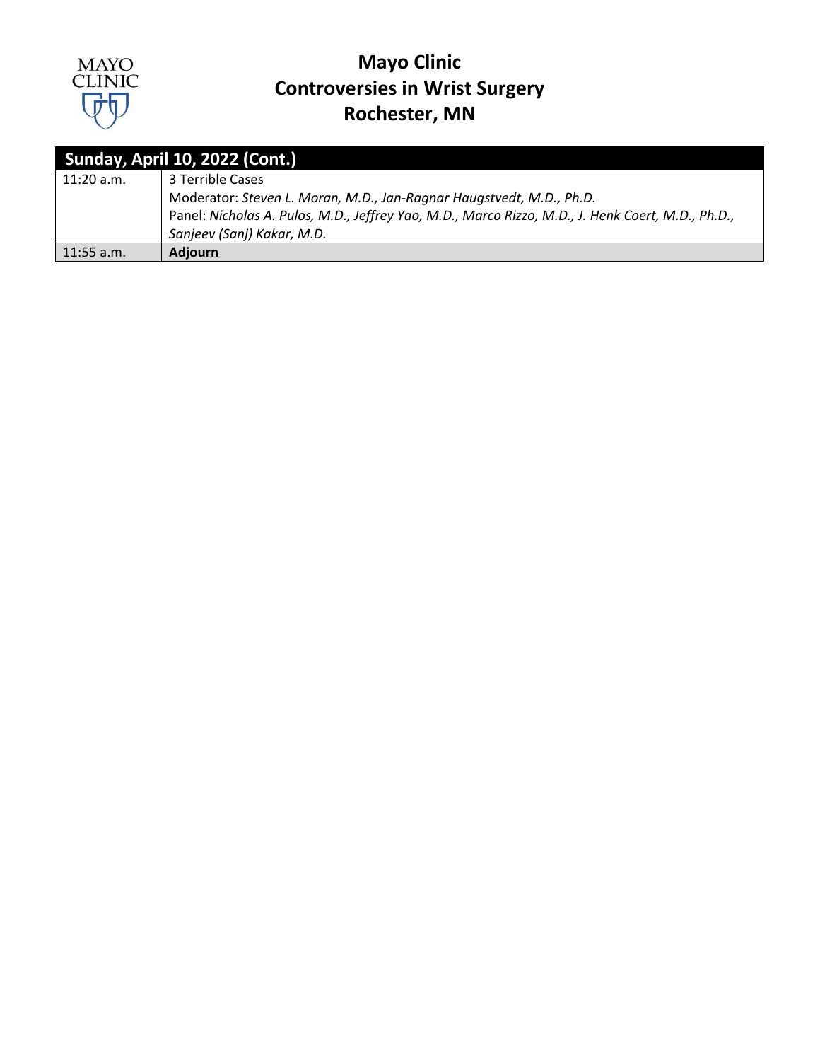# Mayo Clinic
# Controversies in Wrist Surgery
# Rochester, MN

| Sunday, April 10, 2022 (Cont.) | |
| --- | --- |
| 11:20 a.m. | 3 Terrible Cases<br>Moderator: *Steven L. Moran, M.D., Jan-Ragnar Haugstvedt, M.D., Ph.D.*<br>Panel: *Nicholas A. Pulos, M.D., Jeffrey Yao, M.D., Marco Rizzo, M.D., J. Henk Coert, M.D., Ph.D., Sanjeev (Sanj) Kakar, M.D.* |
| 11:55 a.m. | **Adjourn** |